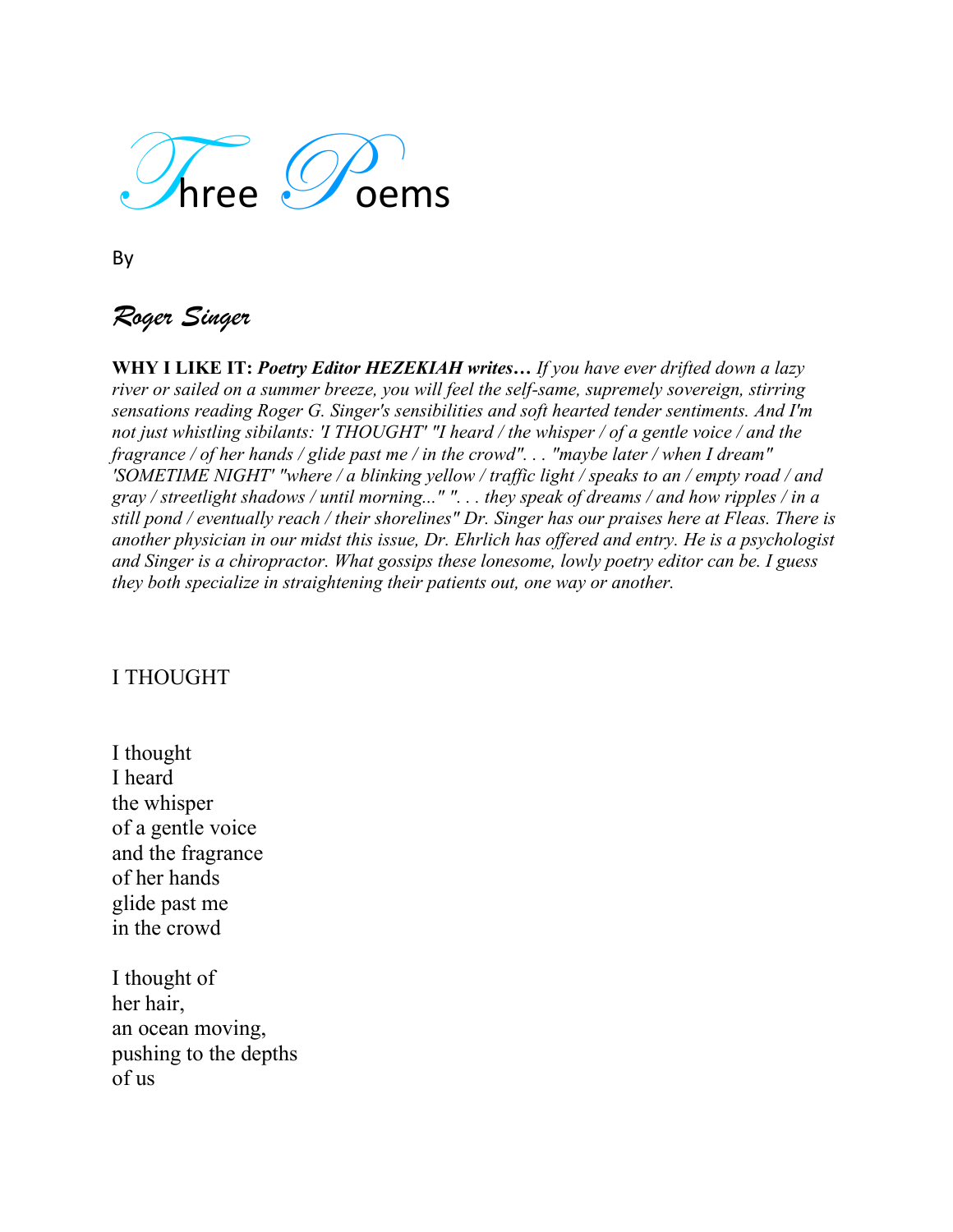# Three Poems

By

## *Roger Singer*

**WHY I LIKE IT:** ***Poetry Editor HEZEKIAH writes…*** *If you have ever drifted down a lazy river or sailed on a summer breeze, you will feel the self-same, supremely sovereign, stirring sensations reading Roger G. Singer's sensibilities and soft hearted tender sentiments. And I'm not just whistling sibilants: 'I THOUGHT' "I heard / the whisper / of a gentle voice / and the fragrance / of her hands / glide past me / in the crowd". . . "maybe later / when I dream" 'SOMETIME NIGHT' "where / a blinking yellow / traffic light / speaks to an / empty road / and gray / streetlight shadows / until morning..." ". . . they speak of dreams / and how ripples / in a still pond / eventually reach / their shorelines" Dr. Singer has our praises here at Fleas. There is another physician in our midst this issue, Dr. Ehrlich has offered and entry. He is a psychologist and Singer is a chiropractor. What gossips these lonesome, lowly poetry editor can be. I guess they both specialize in straightening their patients out, one way or another.*

### I THOUGHT

I thought  
I heard  
the whisper  
of a gentle voice  
and the fragrance  
of her hands  
glide past me  
in the crowd

I thought of  
her hair,  
an ocean moving,  
pushing to the depths  
of us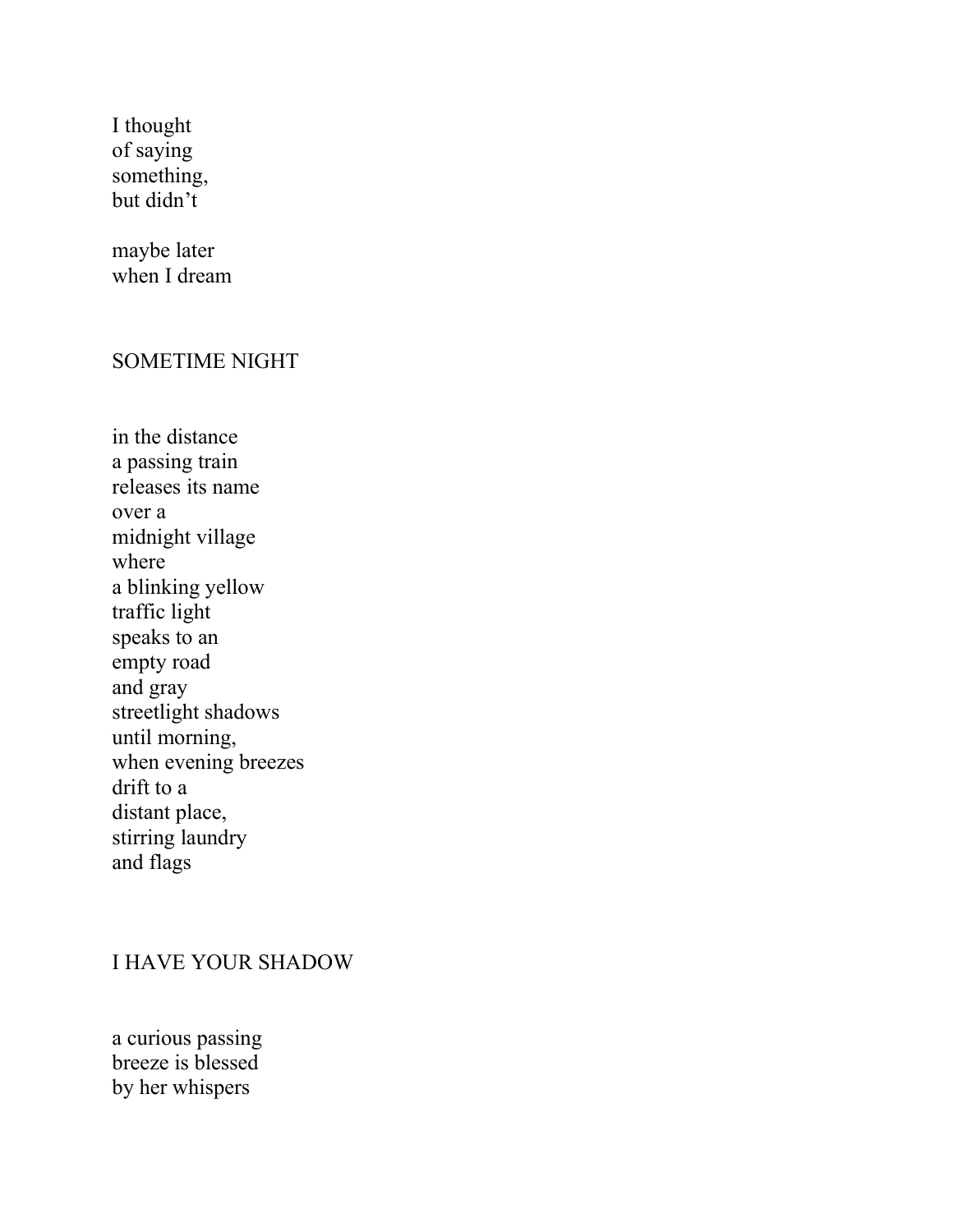I thought  
of saying  
something,  
but didn't

maybe later  
when I dream

## SOMETIME NIGHT

in the distance  
a passing train  
releases its name  
over a  
midnight village  
where  
a blinking yellow  
traffic light  
speaks to an  
empty road  
and gray  
streetlight shadows  
until morning,  
when evening breezes  
drift to a  
distant place,  
stirring laundry  
and flags

## I HAVE YOUR SHADOW

a curious passing  
breeze is blessed  
by her whispers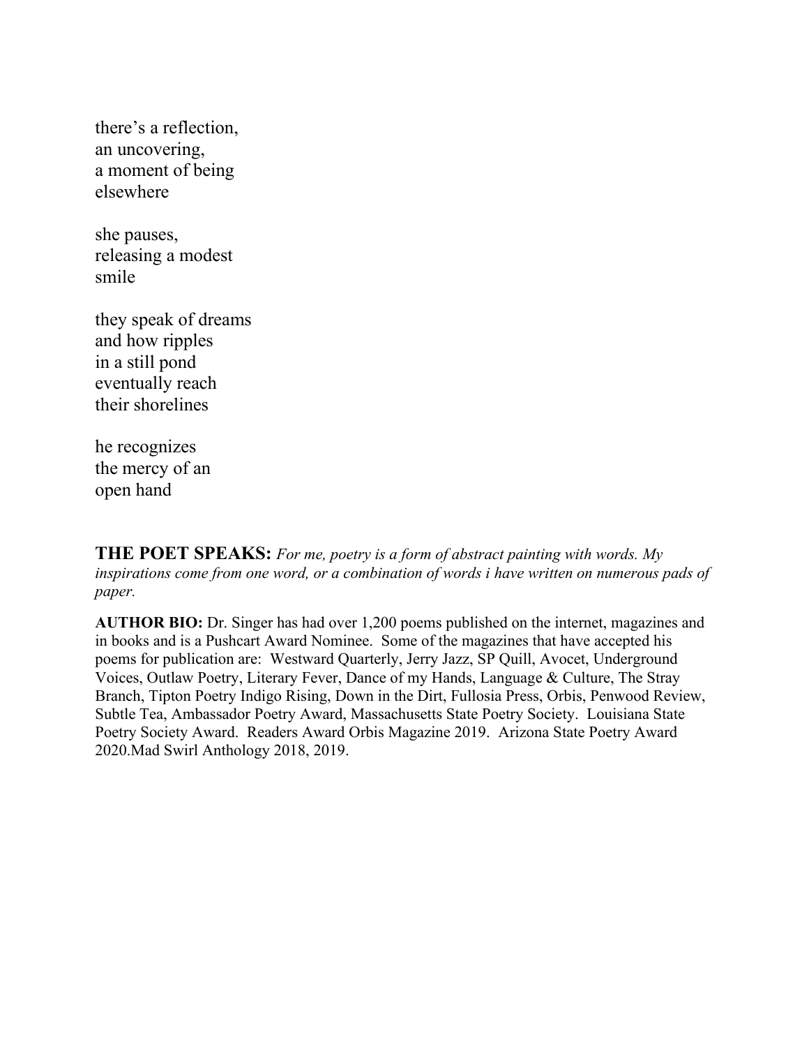there's a reflection,
an uncovering,
a moment of being
elsewhere

she pauses,
releasing a modest
smile

they speak of dreams
and how ripples
in a still pond
eventually reach
their shorelines

he recognizes
the mercy of an
open hand

**THE POET SPEAKS:** *For me, poetry is a form of abstract painting with words. My inspirations come from one word, or a combination of words i have written on numerous pads of paper.*

**AUTHOR BIO:** Dr. Singer has had over 1,200 poems published on the internet, magazines and in books and is a Pushcart Award Nominee. Some of the magazines that have accepted his poems for publication are: Westward Quarterly, Jerry Jazz, SP Quill, Avocet, Underground Voices, Outlaw Poetry, Literary Fever, Dance of my Hands, Language & Culture, The Stray Branch, Tipton Poetry Indigo Rising, Down in the Dirt, Fullosia Press, Orbis, Penwood Review, Subtle Tea, Ambassador Poetry Award, Massachusetts State Poetry Society. Louisiana State Poetry Society Award. Readers Award Orbis Magazine 2019. Arizona State Poetry Award 2020.Mad Swirl Anthology 2018, 2019.